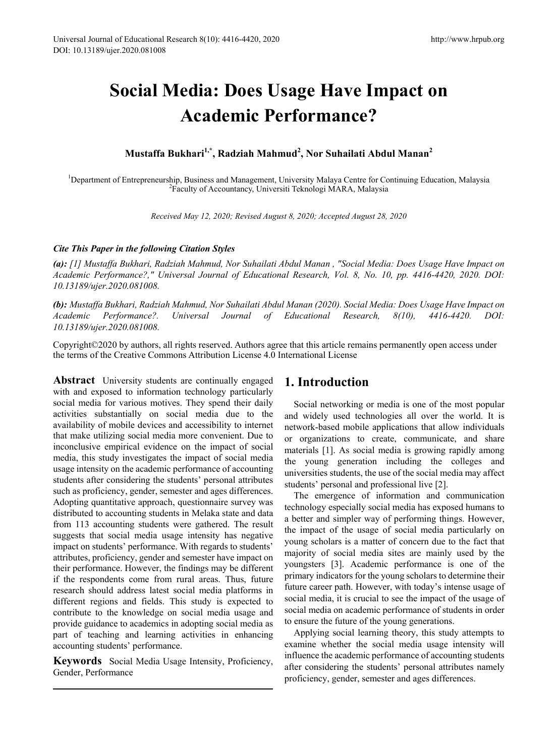# Social Media: Does Usage Have Impact on Academic Performance?

**Mustaffa Bukhari[1,*], Radziah Mahmud[2], Nor Suhailati Abdul Manan[2]**

[1]Department of Entrepreneurship, Business and Management, University Malaya Centre for Continuing Education, Malaysia
[2]Faculty of Accountancy, Universiti Teknologi MARA, Malaysia

*Received May 12, 2020; Revised August 8, 2020; Accepted August 28, 2020*

***Cite This Paper in the following Citation Styles***

***(a):*** *[1] Mustaffa Bukhari, Radziah Mahmud, Nor Suhailati Abdul Manan , "Social Media: Does Usage Have Impact on Academic Performance?," Universal Journal of Educational Research, Vol. 8, No. 10, pp. 4416-4420, 2020. DOI: 10.13189/ujer.2020.081008.*

***(b):*** *Mustaffa Bukhari, Radziah Mahmud, Nor Suhailati Abdul Manan (2020). Social Media: Does Usage Have Impact on Academic Performance?. Universal Journal of Educational Research, 8(10), 4416-4420. DOI: 10.13189/ujer.2020.081008.*

Copyright©2020 by authors, all rights reserved. Authors agree that this article remains permanently open access under the terms of the Creative Commons Attribution License 4.0 International License

**Abstract** University students are continually engaged with and exposed to information technology particularly social media for various motives. They spend their daily activities substantially on social media due to the availability of mobile devices and accessibility to internet that make utilizing social media more convenient. Due to inconclusive empirical evidence on the impact of social media, this study investigates the impact of social media usage intensity on the academic performance of accounting students after considering the students' personal attributes such as proficiency, gender, semester and ages differences. Adopting quantitative approach, questionnaire survey was distributed to accounting students in Melaka state and data from 113 accounting students were gathered. The result suggests that social media usage intensity has negative impact on students' performance. With regards to students' attributes, proficiency, gender and semester have impact on their performance. However, the findings may be different if the respondents come from rural areas. Thus, future research should address latest social media platforms in different regions and fields. This study is expected to contribute to the knowledge on social media usage and provide guidance to academics in adopting social media as part of teaching and learning activities in enhancing accounting students' performance.

**Keywords** Social Media Usage Intensity, Proficiency, Gender, Performance

## 1. Introduction

Social networking or media is one of the most popular and widely used technologies all over the world. It is network-based mobile applications that allow individuals or organizations to create, communicate, and share materials [1]. As social media is growing rapidly among the young generation including the colleges and universities students, the use of the social media may affect students' personal and professional live [2].

The emergence of information and communication technology especially social media has exposed humans to a better and simpler way of performing things. However, the impact of the usage of social media particularly on young scholars is a matter of concern due to the fact that majority of social media sites are mainly used by the youngsters [3]. Academic performance is one of the primary indicators for the young scholars to determine their future career path. However, with today's intense usage of social media, it is crucial to see the impact of the usage of social media on academic performance of students in order to ensure the future of the young generations.

Applying social learning theory, this study attempts to examine whether the social media usage intensity will influence the academic performance of accounting students after considering the students' personal attributes namely proficiency, gender, semester and ages differences.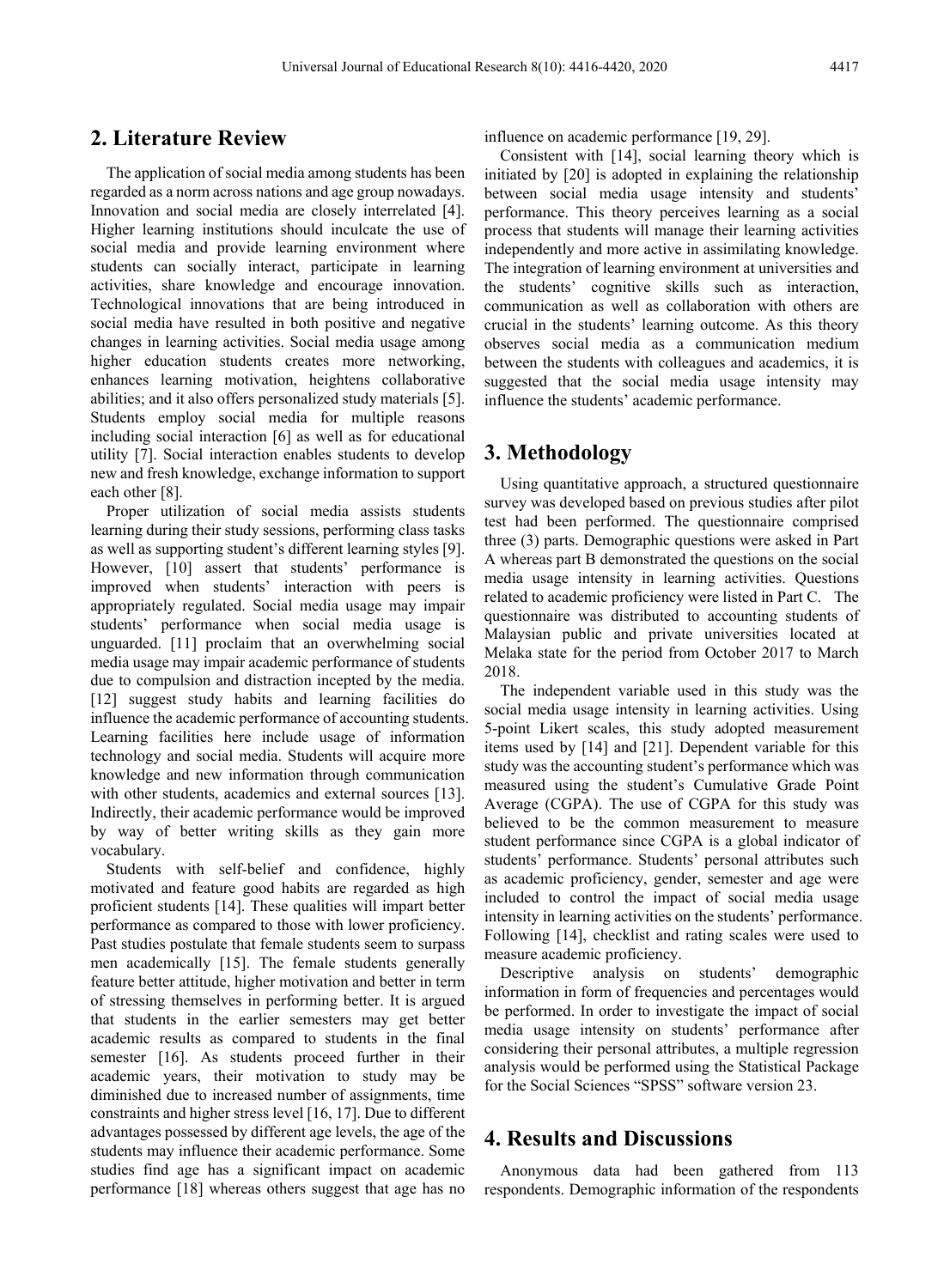## 2. Literature Review

The application of social media among students has been regarded as a norm across nations and age group nowadays. Innovation and social media are closely interrelated [4]. Higher learning institutions should inculcate the use of social media and provide learning environment where students can socially interact, participate in learning activities, share knowledge and encourage innovation. Technological innovations that are being introduced in social media have resulted in both positive and negative changes in learning activities. Social media usage among higher education students creates more networking, enhances learning motivation, heightens collaborative abilities; and it also offers personalized study materials [5]. Students employ social media for multiple reasons including social interaction [6] as well as for educational utility [7]. Social interaction enables students to develop new and fresh knowledge, exchange information to support each other [8].

Proper utilization of social media assists students learning during their study sessions, performing class tasks as well as supporting student's different learning styles [9]. However, [10] assert that students' performance is improved when students' interaction with peers is appropriately regulated. Social media usage may impair students' performance when social media usage is unguarded. [11] proclaim that an overwhelming social media usage may impair academic performance of students due to compulsion and distraction incepted by the media. [12] suggest study habits and learning facilities do influence the academic performance of accounting students. Learning facilities here include usage of information technology and social media. Students will acquire more knowledge and new information through communication with other students, academics and external sources [13]. Indirectly, their academic performance would be improved by way of better writing skills as they gain more vocabulary.

Students with self-belief and confidence, highly motivated and feature good habits are regarded as high proficient students [14]. These qualities will impart better performance as compared to those with lower proficiency. Past studies postulate that female students seem to surpass men academically [15]. The female students generally feature better attitude, higher motivation and better in term of stressing themselves in performing better. It is argued that students in the earlier semesters may get better academic results as compared to students in the final semester [16]. As students proceed further in their academic years, their motivation to study may be diminished due to increased number of assignments, time constraints and higher stress level [16, 17]. Due to different advantages possessed by different age levels, the age of the students may influence their academic performance. Some studies find age has a significant impact on academic performance [18] whereas others suggest that age has no influence on academic performance [19, 29].

Consistent with [14], social learning theory which is initiated by [20] is adopted in explaining the relationship between social media usage intensity and students' performance. This theory perceives learning as a social process that students will manage their learning activities independently and more active in assimilating knowledge. The integration of learning environment at universities and the students' cognitive skills such as interaction, communication as well as collaboration with others are crucial in the students' learning outcome. As this theory observes social media as a communication medium between the students with colleagues and academics, it is suggested that the social media usage intensity may influence the students' academic performance.

## 3. Methodology

Using quantitative approach, a structured questionnaire survey was developed based on previous studies after pilot test had been performed. The questionnaire comprised three (3) parts. Demographic questions were asked in Part A whereas part B demonstrated the questions on the social media usage intensity in learning activities. Questions related to academic proficiency were listed in Part C. The questionnaire was distributed to accounting students of Malaysian public and private universities located at Melaka state for the period from October 2017 to March 2018.

The independent variable used in this study was the social media usage intensity in learning activities. Using 5-point Likert scales, this study adopted measurement items used by [14] and [21]. Dependent variable for this study was the accounting student's performance which was measured using the student's Cumulative Grade Point Average (CGPA). The use of CGPA for this study was believed to be the common measurement to measure student performance since CGPA is a global indicator of students' performance. Students' personal attributes such as academic proficiency, gender, semester and age were included to control the impact of social media usage intensity in learning activities on the students' performance. Following [14], checklist and rating scales were used to measure academic proficiency.

Descriptive analysis on students' demographic information in form of frequencies and percentages would be performed. In order to investigate the impact of social media usage intensity on students' performance after considering their personal attributes, a multiple regression analysis would be performed using the Statistical Package for the Social Sciences "SPSS" software version 23.

## 4. Results and Discussions

Anonymous data had been gathered from 113 respondents. Demographic information of the respondents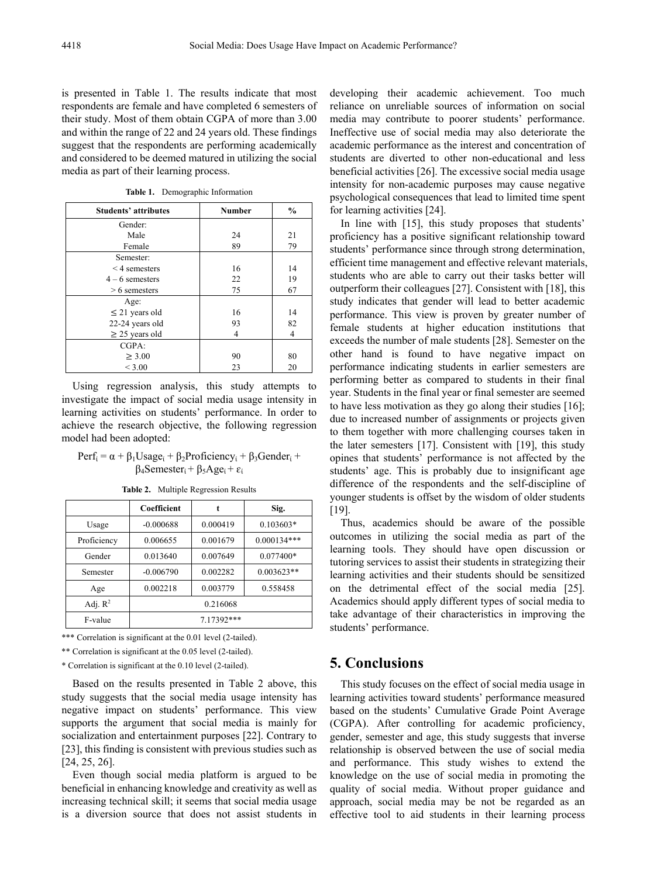is presented in Table 1. The results indicate that most respondents are female and have completed 6 semesters of their study. Most of them obtain CGPA of more than 3.00 and within the range of 22 and 24 years old. These findings suggest that the respondents are performing academically and considered to be deemed matured in utilizing the social media as part of their learning process.

**Table 1.** Demographic Information

| Students' attributes | Number | % |
|---|---|---|
| Gender: | | |
| Male | 24 | 21 |
| Female | 89 | 79 |
| Semester: | | |
| < 4 semesters | 16 | 14 |
| 4 – 6 semesters | 22 | 19 |
| > 6 semesters | 75 | 67 |
| Age: | | |
| ≤ 21 years old | 16 | 14 |
| 22-24 years old | 93 | 82 |
| ≥ 25 years old | 4 | 4 |
| CGPA: | | |
| ≥ 3.00 | 90 | 80 |
| < 3.00 | 23 | 20 |

Using regression analysis, this study attempts to investigate the impact of social media usage intensity in learning activities on students' performance. In order to achieve the research objective, the following regression model had been adopted:

$$Perf_i = \alpha + \beta_1 Usage_i + \beta_2 Proficiency_i + \beta_3 Gender_i + \beta_4 Semester_i + \beta_5 Age_i + \varepsilon_i$$

**Table 2.** Multiple Regression Results

| | Coefficient | t | Sig. |
|---|---|---|---|
| Usage | -0.000688 | 0.000419 | 0.103603* |
| Proficiency | 0.006655 | 0.001679 | 0.000134*** |
| Gender | 0.013640 | 0.007649 | 0.077400* |
| Semester | -0.006790 | 0.002282 | 0.003623** |
| Age | 0.002218 | 0.003779 | 0.558458 |
| Adj. $R^2$ | 0.216068 | | |
| F-value | 7.17392*** | | |

*** Correlation is significant at the 0.01 level (2-tailed).

** Correlation is significant at the 0.05 level (2-tailed).

* Correlation is significant at the 0.10 level (2-tailed).

Based on the results presented in Table 2 above, this study suggests that the social media usage intensity has negative impact on students' performance. This view supports the argument that social media is mainly for socialization and entertainment purposes [22]. Contrary to [23], this finding is consistent with previous studies such as [24, 25, 26].

Even though social media platform is argued to be beneficial in enhancing knowledge and creativity as well as increasing technical skill; it seems that social media usage is a diversion source that does not assist students in developing their academic achievement. Too much reliance on unreliable sources of information on social media may contribute to poorer students' performance. Ineffective use of social media may also deteriorate the academic performance as the interest and concentration of students are diverted to other non-educational and less beneficial activities [26]. The excessive social media usage intensity for non-academic purposes may cause negative psychological consequences that lead to limited time spent for learning activities [24].

In line with [15], this study proposes that students' proficiency has a positive significant relationship toward students' performance since through strong determination, efficient time management and effective relevant materials, students who are able to carry out their tasks better will outperform their colleagues [27]. Consistent with [18], this study indicates that gender will lead to better academic performance. This view is proven by greater number of female students at higher education institutions that exceeds the number of male students [28]. Semester on the other hand is found to have negative impact on performance indicating students in earlier semesters are performing better as compared to students in their final year. Students in the final year or final semester are seemed to have less motivation as they go along their studies [16]; due to increased number of assignments or projects given to them together with more challenging courses taken in the later semesters [17]. Consistent with [19], this study opines that students' performance is not affected by the students' age. This is probably due to insignificant age difference of the respondents and the self-discipline of younger students is offset by the wisdom of older students [19].

Thus, academics should be aware of the possible outcomes in utilizing the social media as part of the learning tools. They should have open discussion or tutoring services to assist their students in strategizing their learning activities and their students should be sensitized on the detrimental effect of the social media [25]. Academics should apply different types of social media to take advantage of their characteristics in improving the students' performance.

# 5. Conclusions

This study focuses on the effect of social media usage in learning activities toward students' performance measured based on the students' Cumulative Grade Point Average (CGPA). After controlling for academic proficiency, gender, semester and age, this study suggests that inverse relationship is observed between the use of social media and performance. This study wishes to extend the knowledge on the use of social media in promoting the quality of social media. Without proper guidance and approach, social media may be not be regarded as an effective tool to aid students in their learning process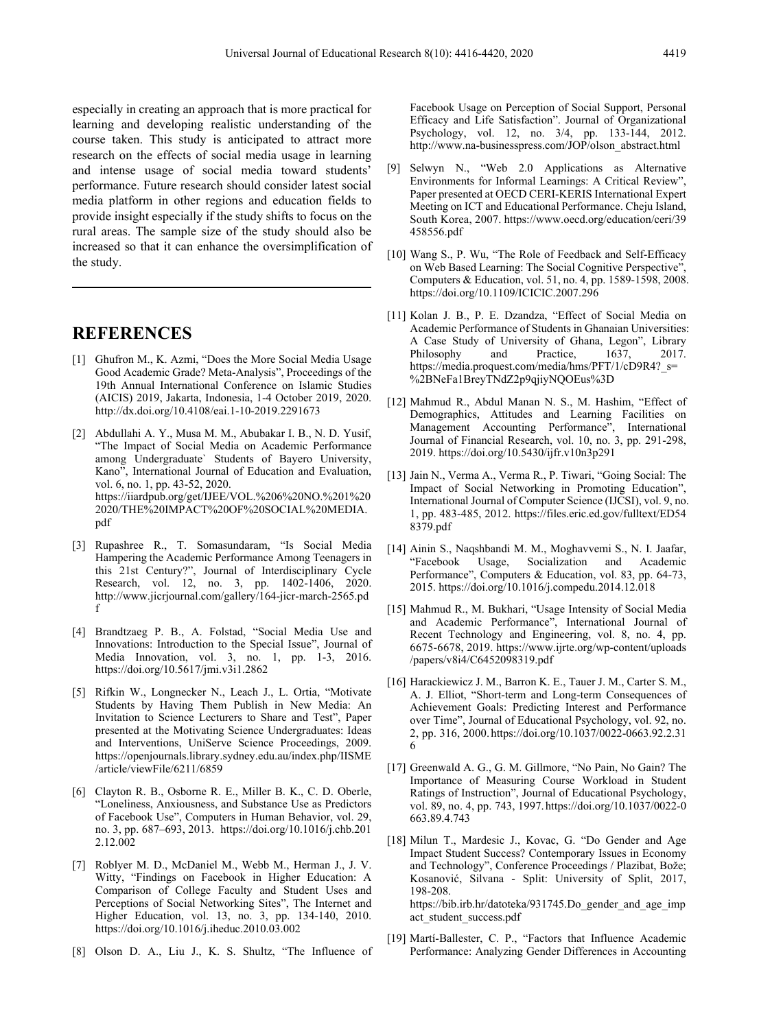especially in creating an approach that is more practical for learning and developing realistic understanding of the course taken. This study is anticipated to attract more research on the effects of social media usage in learning and intense usage of social media toward students' performance. Future research should consider latest social media platform in other regions and education fields to provide insight especially if the study shifts to focus on the rural areas. The sample size of the study should also be increased so that it can enhance the oversimplification of the study.

---

# REFERENCES

[1] Ghufron M., K. Azmi, "Does the More Social Media Usage Good Academic Grade? Meta-Analysis", Proceedings of the 19th Annual International Conference on Islamic Studies (AICIS) 2019, Jakarta, Indonesia, 1-4 October 2019, 2020. http://dx.doi.org/10.4108/eai.1-10-2019.2291673

[2] Abdullahi A. Y., Musa M. M., Abubakar I. B., N. D. Yusif, "The Impact of Social Media on Academic Performance among Undergraduate` Students of Bayero University, Kano", International Journal of Education and Evaluation, vol. 6, no. 1, pp. 43-52, 2020. https://iiardpub.org/get/IJEE/VOL.%206%20NO.%201%20 2020/THE%20IMPACT%20OF%20SOCIAL%20MEDIA.pdf

[3] Rupashree R., T. Somasundaram, "Is Social Media Hampering the Academic Performance Among Teenagers in this 21st Century?", Journal of Interdisciplinary Cycle Research, vol. 12, no. 3, pp. 1402-1406, 2020. http://www.jicrjournal.com/gallery/164-jicr-march-2565.pdf

[4] Brandtzaeg P. B., A. Folstad, "Social Media Use and Innovations: Introduction to the Special Issue", Journal of Media Innovation, vol. 3, no. 1, pp. 1-3, 2016. https://doi.org/10.5617/jmi.v3i1.2862

[5] Rifkin W., Longnecker N., Leach J., L. Ortia, "Motivate Students by Having Them Publish in New Media: An Invitation to Science Lecturers to Share and Test", Paper presented at the Motivating Science Undergraduates: Ideas and Interventions, UniServe Science Proceedings, 2009. https://openjournals.library.sydney.edu.au/index.php/IISME /article/viewFile/6211/6859

[6] Clayton R. B., Osborne R. E., Miller B. K., C. D. Oberle, "Loneliness, Anxiousness, and Substance Use as Predictors of Facebook Use", Computers in Human Behavior, vol. 29, no. 3, pp. 687–693, 2013. https://doi.org/10.1016/j.chb.2012.12.002

[7] Roblyer M. D., McDaniel M., Webb M., Herman J., J. V. Witty, "Findings on Facebook in Higher Education: A Comparison of College Faculty and Student Uses and Perceptions of Social Networking Sites", The Internet and Higher Education, vol. 13, no. 3, pp. 134-140, 2010. https://doi.org/10.1016/j.iheduc.2010.03.002

[8] Olson D. A., Liu J., K. S. Shultz, "The Influence of Facebook Usage on Perception of Social Support, Personal Efficacy and Life Satisfaction". Journal of Organizational Psychology, vol. 12, no. 3/4, pp. 133-144, 2012. http://www.na-businesspress.com/JOP/olson_abstract.html

[9] Selwyn N., "Web 2.0 Applications as Alternative Environments for Informal Learnings: A Critical Review", Paper presented at OECD CERI-KERIS International Expert Meeting on ICT and Educational Performance. Cheju Island, South Korea, 2007. https://www.oecd.org/education/ceri/39458556.pdf

[10] Wang S., P. Wu, "The Role of Feedback and Self-Efficacy on Web Based Learning: The Social Cognitive Perspective", Computers & Education, vol. 51, no. 4, pp. 1589-1598, 2008. https://doi.org/10.1109/ICICIC.2007.296

[11] Kolan J. B., P. E. Dzandza, "Effect of Social Media on Academic Performance of Students in Ghanaian Universities: A Case Study of University of Ghana, Legon", Library Philosophy and Practice, 1637, 2017. https://media.proquest.com/media/hms/PFT/1/cD9R4?_s= %2BNeFa1BreyTNdZ2p9qjiyNQOEus%3D

[12] Mahmud R., Abdul Manan N. S., M. Hashim, "Effect of Demographics, Attitudes and Learning Facilities on Management Accounting Performance", International Journal of Financial Research, vol. 10, no. 3, pp. 291-298, 2019. https://doi.org/10.5430/ijfr.v10n3p291

[13] Jain N., Verma A., Verma R., P. Tiwari, "Going Social: The Impact of Social Networking in Promoting Education", International Journal of Computer Science (IJCSI), vol. 9, no. 1, pp. 483-485, 2012. https://files.eric.ed.gov/fulltext/ED548379.pdf

[14] Ainin S., Naqshbandi M. M., Moghavvemi S., N. I. Jaafar, "Facebook Usage, Socialization and Academic Performance", Computers & Education, vol. 83, pp. 64-73, 2015. https://doi.org/10.1016/j.compedu.2014.12.018

[15] Mahmud R., M. Bukhari, "Usage Intensity of Social Media and Academic Performance", International Journal of Recent Technology and Engineering, vol. 8, no. 4, pp. 6675-6678, 2019. https://www.ijrte.org/wp-content/uploads /papers/v8i4/C6452098319.pdf

[16] Harackiewicz J. M., Barron K. E., Tauer J. M., Carter S. M., A. J. Elliot, "Short-term and Long-term Consequences of Achievement Goals: Predicting Interest and Performance over Time", Journal of Educational Psychology, vol. 92, no. 2, pp. 316, 2000. https://doi.org/10.1037/0022-0663.92.2.316

[17] Greenwald A. G., G. M. Gillmore, "No Pain, No Gain? The Importance of Measuring Course Workload in Student Ratings of Instruction", Journal of Educational Psychology, vol. 89, no. 4, pp. 743, 1997. https://doi.org/10.1037/0022-0663.89.4.743

[18] Milun T., Mardesic J., Kovac, G. "Do Gender and Age Impact Student Success? Contemporary Issues in Economy and Technology", Conference Proceedings / Plazibat, Bože; Kosanović, Silvana - Split: University of Split, 2017, 198-208. https://bib.irb.hr/datoteka/931745.Do_gender_and_age_impact_student_success.pdf

[19] Martí-Ballester, C. P., "Factors that Influence Academic Performance: Analyzing Gender Differences in Accounting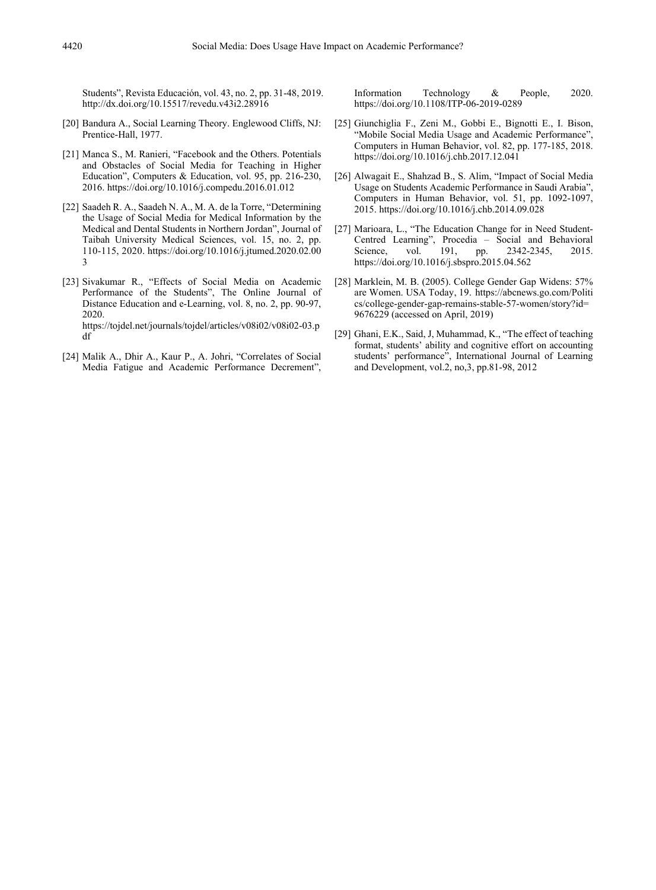Students", Revista Educación, vol. 43, no. 2, pp. 31-48, 2019. http://dx.doi.org/10.15517/revedu.v43i2.28916

[20] Bandura A., Social Learning Theory. Englewood Cliffs, NJ: Prentice-Hall, 1977.

[21] Manca S., M. Ranieri, "Facebook and the Others. Potentials and Obstacles of Social Media for Teaching in Higher Education", Computers & Education, vol. 95, pp. 216-230, 2016. https://doi.org/10.1016/j.compedu.2016.01.012

[22] Saadeh R. A., Saadeh N. A., M. A. de la Torre, "Determining the Usage of Social Media for Medical Information by the Medical and Dental Students in Northern Jordan", Journal of Taibah University Medical Sciences, vol. 15, no. 2, pp. 110-115, 2020. https://doi.org/10.1016/j.jtumed.2020.02.003

[23] Sivakumar R., "Effects of Social Media on Academic Performance of the Students", The Online Journal of Distance Education and e-Learning, vol. 8, no. 2, pp. 90-97, 2020. https://tojdel.net/journals/tojdel/articles/v08i02/v08i02-03.pdf

[24] Malik A., Dhir A., Kaur P., A. Johri, "Correlates of Social Media Fatigue and Academic Performance Decrement", Information Technology & People, 2020. https://doi.org/10.1108/ITP-06-2019-0289

[25] Giunchiglia F., Zeni M., Gobbi E., Bignotti E., I. Bison, "Mobile Social Media Usage and Academic Performance", Computers in Human Behavior, vol. 82, pp. 177-185, 2018. https://doi.org/10.1016/j.chb.2017.12.041

[26] Alwagait E., Shahzad B., S. Alim, "Impact of Social Media Usage on Students Academic Performance in Saudi Arabia", Computers in Human Behavior, vol. 51, pp. 1092-1097, 2015. https://doi.org/10.1016/j.chb.2014.09.028

[27] Marioara, L., "The Education Change for in Need Student-Centred Learning", Procedia – Social and Behavioral Science, vol. 191, pp. 2342-2345, 2015. https://doi.org/10.1016/j.sbspro.2015.04.562

[28] Marklein, M. B. (2005). College Gender Gap Widens: 57% are Women. USA Today, 19. https://abcnews.go.com/Politics/college-gender-gap-remains-stable-57-women/story?id=9676229 (accessed on April, 2019)

[29] Ghani, E.K., Said, J, Muhammad, K., "The effect of teaching format, students' ability and cognitive effort on accounting students' performance", International Journal of Learning and Development, vol.2, no,3, pp.81-98, 2012